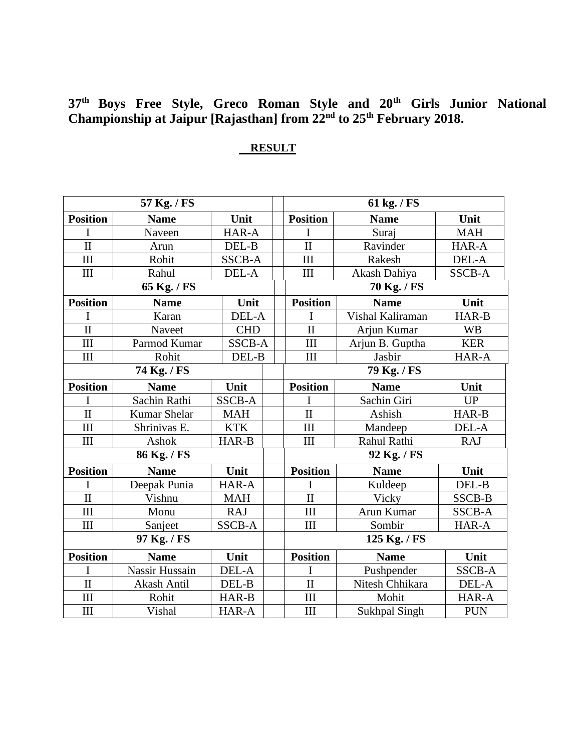# 37th Boys Free Style, Greco Roman Style and 20th Girls Junior National Championship at Jaipur [Rajasthan] from 22nd to 25th February 2018.

**RESULT**

| 57 Kg. / FS | | | | 61 kg. / FS | | |
|---|---|---|---|---|---|---|
| **Position** | **Name** | **Unit** | | **Position** | **Name** | **Unit** |
| I | Naveen | HAR-A | | I | Suraj | MAH |
| II | Arun | DEL-B | | II | Ravinder | HAR-A |
| III | Rohit | SSCB-A | | III | Rakesh | DEL-A |
| III | Rahul | DEL-A | | III | Akash Dahiya | SSCB-A |
| **65 Kg. / FS** | | | | **70 Kg. / FS** | | |
| **Position** | **Name** | **Unit** | | **Position** | **Name** | **Unit** |
| I | Karan | DEL-A | | I | Vishal Kaliraman | HAR-B |
| II | Naveet | CHD | | II | Arjun Kumar | WB |
| III | Parmod Kumar | SSCB-A | | III | Arjun B. Guptha | KER |
| III | Rohit | DEL-B | | III | Jasbir | HAR-A |
| **74 Kg. / FS** | | | | **79 Kg. / FS** | | |
| **Position** | **Name** | **Unit** | | **Position** | **Name** | **Unit** |
| I | Sachin Rathi | SSCB-A | | I | Sachin Giri | UP |
| II | Kumar Shelar | MAH | | II | Ashish | HAR-B |
| III | Shrinivas E. | KTK | | III | Mandeep | DEL-A |
| III | Ashok | HAR-B | | III | Rahul Rathi | RAJ |
| **86 Kg. / FS** | | | | **92 Kg. / FS** | | |
| **Position** | **Name** | **Unit** | | **Position** | **Name** | **Unit** |
| I | Deepak Punia | HAR-A | | I | Kuldeep | DEL-B |
| II | Vishnu | MAH | | II | Vicky | SSCB-B |
| III | Monu | RAJ | | III | Arun Kumar | SSCB-A |
| III | Sanjeet | SSCB-A | | III | Sombir | HAR-A |
| **97 Kg. / FS** | | | | **125 Kg. / FS** | | |
| **Position** | **Name** | **Unit** | | **Position** | **Name** | **Unit** |
| I | Nassir Hussain | DEL-A | | I | Pushpender | SSCB-A |
| II | Akash Antil | DEL-B | | II | Nitesh Chhikara | DEL-A |
| III | Rohit | HAR-B | | III | Mohit | HAR-A |
| III | Vishal | HAR-A | | III | Sukhpal Singh | PUN |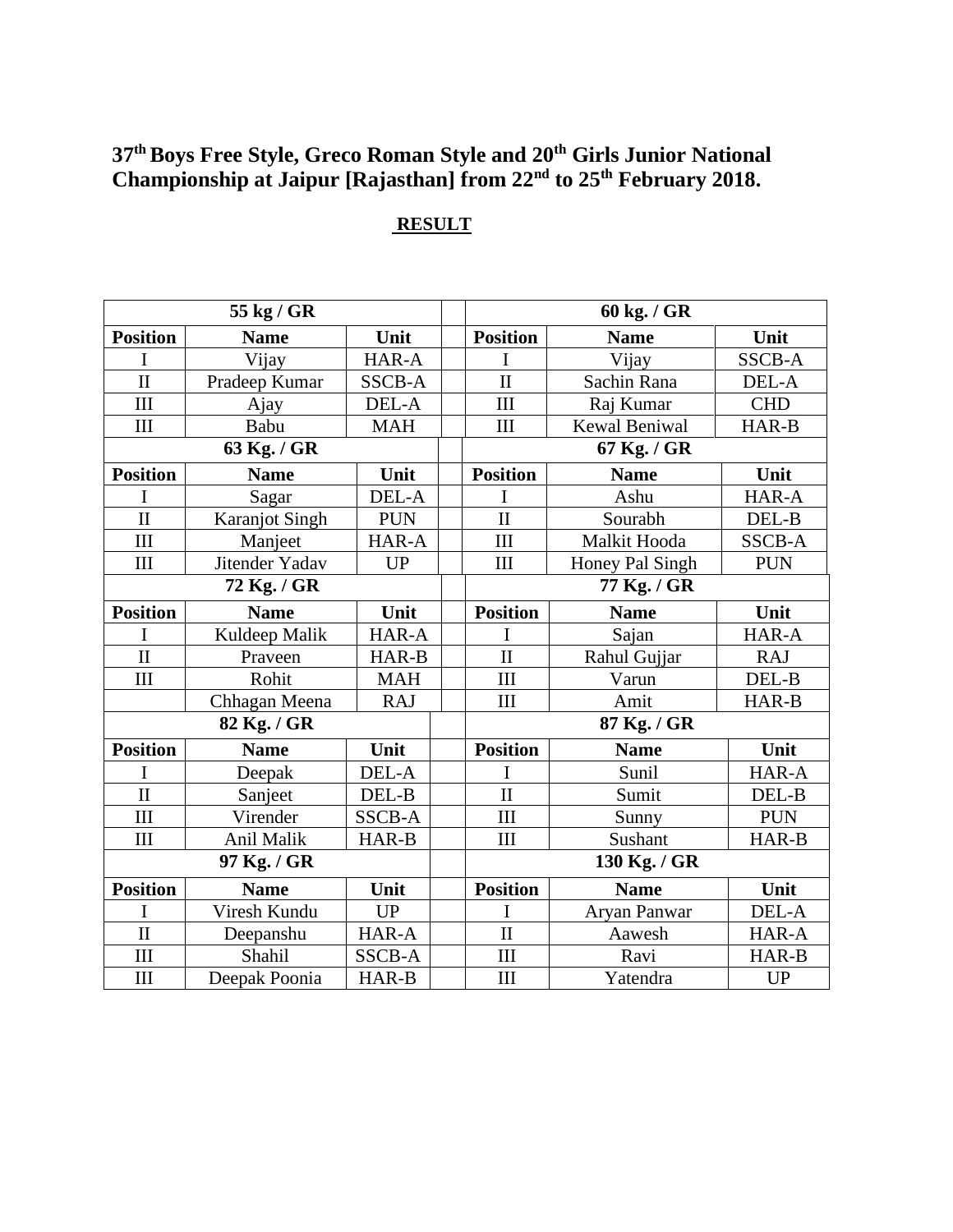# 37th Boys Free Style, Greco Roman Style and 20th Girls Junior National Championship at Jaipur [Rajasthan] from 22nd to 25th February 2018.

**RESULT**

| 55 kg / GR | | | | 60 kg. / GR | | |
|---|---|---|---|---|---|---|
| **Position** | **Name** | **Unit** | | **Position** | **Name** | **Unit** |
| I | Vijay | HAR-A | | I | Vijay | SSCB-A |
| II | Pradeep Kumar | SSCB-A | | II | Sachin Rana | DEL-A |
| III | Ajay | DEL-A | | III | Raj Kumar | CHD |
| III | Babu | MAH | | III | Kewal Beniwal | HAR-B |
| **63 Kg. / GR** | | | | **67 Kg. / GR** | | |
| **Position** | **Name** | **Unit** | | **Position** | **Name** | **Unit** |
| I | Sagar | DEL-A | | I | Ashu | HAR-A |
| II | Karanjot Singh | PUN | | II | Sourabh | DEL-B |
| III | Manjeet | HAR-A | | III | Malkit Hooda | SSCB-A |
| III | Jitender Yadav | UP | | III | Honey Pal Singh | PUN |
| **72 Kg. / GR** | | | | **77 Kg. / GR** | | |
| **Position** | **Name** | **Unit** | | **Position** | **Name** | **Unit** |
| I | Kuldeep Malik | HAR-A | | I | Sajan | HAR-A |
| II | Praveen | HAR-B | | II | Rahul Gujjar | RAJ |
| III | Rohit | MAH | | III | Varun | DEL-B |
| | Chhagan Meena | RAJ | | III | Amit | HAR-B |
| **82 Kg. / GR** | | | | **87 Kg. / GR** | | |
| **Position** | **Name** | **Unit** | | **Position** | **Name** | **Unit** |
| I | Deepak | DEL-A | | I | Sunil | HAR-A |
| II | Sanjeet | DEL-B | | II | Sumit | DEL-B |
| III | Virender | SSCB-A | | III | Sunny | PUN |
| III | Anil Malik | HAR-B | | III | Sushant | HAR-B |
| **97 Kg. / GR** | | | | **130 Kg. / GR** | | |
| **Position** | **Name** | **Unit** | | **Position** | **Name** | **Unit** |
| I | Viresh Kundu | UP | | I | Aryan Panwar | DEL-A |
| II | Deepanshu | HAR-A | | II | Aawesh | HAR-A |
| III | Shahil | SSCB-A | | III | Ravi | HAR-B |
| III | Deepak Poonia | HAR-B | | III | Yatendra | UP |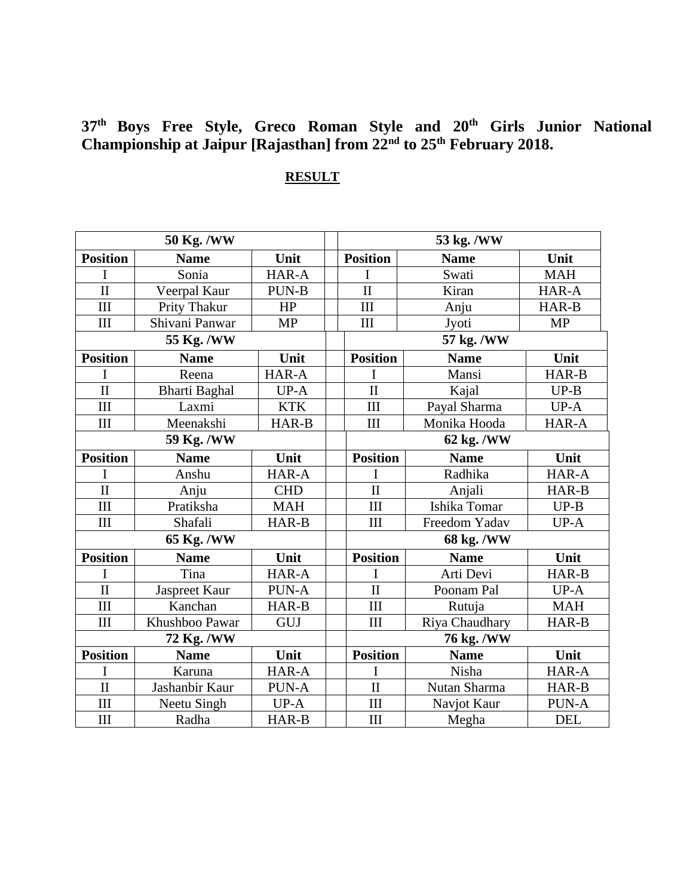**37th Boys Free Style, Greco Roman Style and 20th Girls Junior National Championship at Jaipur [Rajasthan] from 22nd to 25th February 2018.**

**RESULT**

| 50 Kg. /WW | | | | 53 kg. /WW | | |
|---|---|---|---|---|---|---|
| **Position** | **Name** | **Unit** | | **Position** | **Name** | **Unit** |
| I | Sonia | HAR-A | | I | Swati | MAH |
| II | Veerpal Kaur | PUN-B | | II | Kiran | HAR-A |
| III | Prity Thakur | HP | | III | Anju | HAR-B |
| III | Shivani Panwar | MP | | III | Jyoti | MP |
| **55 Kg. /WW** | | | | **57 kg. /WW** | | |
| **Position** | **Name** | **Unit** | | **Position** | **Name** | **Unit** |
| I | Reena | HAR-A | | I | Mansi | HAR-B |
| II | Bharti Baghal | UP-A | | II | Kajal | UP-B |
| III | Laxmi | KTK | | III | Payal Sharma | UP-A |
| III | Meenakshi | HAR-B | | III | Monika Hooda | HAR-A |
| **59 Kg. /WW** | | | | **62 kg. /WW** | | |
| **Position** | **Name** | **Unit** | | **Position** | **Name** | **Unit** |
| I | Anshu | HAR-A | | I | Radhika | HAR-A |
| II | Anju | CHD | | II | Anjali | HAR-B |
| III | Pratiksha | MAH | | III | Ishika Tomar | UP-B |
| III | Shafali | HAR-B | | III | Freedom Yadav | UP-A |
| **65 Kg. /WW** | | | | **68 kg. /WW** | | |
| **Position** | **Name** | **Unit** | | **Position** | **Name** | **Unit** |
| I | Tina | HAR-A | | I | Arti Devi | HAR-B |
| II | Jaspreet Kaur | PUN-A | | II | Poonam Pal | UP-A |
| III | Kanchan | HAR-B | | III | Rutuja | MAH |
| III | Khushboo Pawar | GUJ | | III | Riya Chaudhary | HAR-B |
| **72 Kg. /WW** | | | | **76 kg. /WW** | | |
| **Position** | **Name** | **Unit** | | **Position** | **Name** | **Unit** |
| I | Karuna | HAR-A | | I | Nisha | HAR-A |
| II | Jashanbir Kaur | PUN-A | | II | Nutan Sharma | HAR-B |
| III | Neetu Singh | UP-A | | III | Navjot Kaur | PUN-A |
| III | Radha | HAR-B | | III | Megha | DEL |